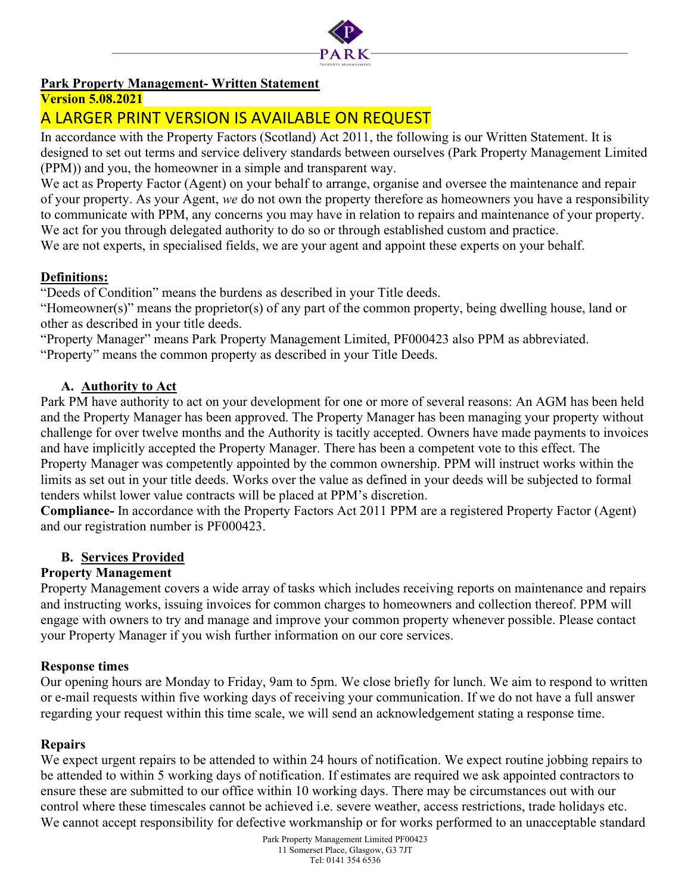## Park Property Management- Written Statement

**Version 5.08.2021**

**A LARGER PRINT VERSION IS AVAILABLE ON REQUEST**

In accordance with the Property Factors (Scotland) Act 2011, the following is our Written Statement. It is designed to set out terms and service delivery standards between ourselves (Park Property Management Limited (PPM)) and you, the homeowner in a simple and transparent way.

We act as Property Factor (Agent) on your behalf to arrange, organise and oversee the maintenance and repair of your property. As your Agent, *we* do not own the property therefore as homeowners you have a responsibility to communicate with PPM, any concerns you may have in relation to repairs and maintenance of your property. We act for you through delegated authority to do so or through established custom and practice.

We are not experts, in specialised fields, we are your agent and appoint these experts on your behalf.

### Definitions:

"Deeds of Condition" means the burdens as described in your Title deeds.

"Homeowner(s)" means the proprietor(s) of any part of the common property, being dwelling house, land or other as described in your title deeds.

"Property Manager" means Park Property Management Limited, PF000423 also PPM as abbreviated.

"Property" means the common property as described in your Title Deeds.

### A. Authority to Act

Park PM have authority to act on your development for one or more of several reasons: An AGM has been held and the Property Manager has been approved. The Property Manager has been managing your property without challenge for over twelve months and the Authority is tacitly accepted. Owners have made payments to invoices and have implicitly accepted the Property Manager. There has been a competent vote to this effect. The Property Manager was competently appointed by the common ownership. PPM will instruct works within the limits as set out in your title deeds. Works over the value as defined in your deeds will be subjected to formal tenders whilst lower value contracts will be placed at PPM's discretion.

**Compliance-** In accordance with the Property Factors Act 2011 PPM are a registered Property Factor (Agent) and our registration number is PF000423.

### B. Services Provided

**Property Management**

Property Management covers a wide array of tasks which includes receiving reports on maintenance and repairs and instructing works, issuing invoices for common charges to homeowners and collection thereof. PPM will engage with owners to try and manage and improve your common property whenever possible. Please contact your Property Manager if you wish further information on our core services.

**Response times**

Our opening hours are Monday to Friday, 9am to 5pm. We close briefly for lunch. We aim to respond to written or e-mail requests within five working days of receiving your communication. If we do not have a full answer regarding your request within this time scale, we will send an acknowledgement stating a response time.

**Repairs**

We expect urgent repairs to be attended to within 24 hours of notification. We expect routine jobbing repairs to be attended to within 5 working days of notification. If estimates are required we ask appointed contractors to ensure these are submitted to our office within 10 working days. There may be circumstances out with our control where these timescales cannot be achieved i.e. severe weather, access restrictions, trade holidays etc. We cannot accept responsibility for defective workmanship or for works performed to an unacceptable standard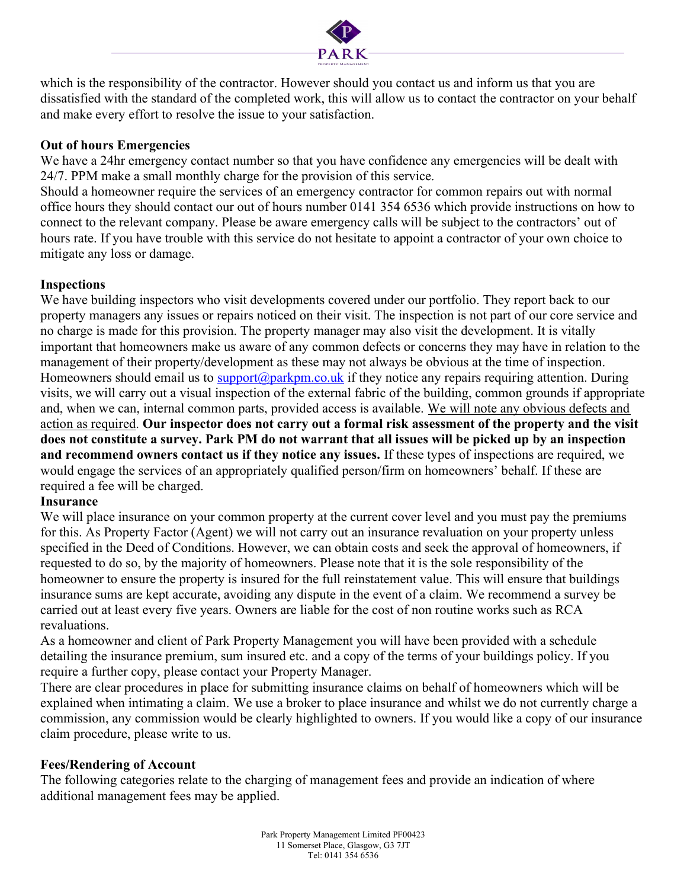which is the responsibility of the contractor. However should you contact us and inform us that you are dissatisfied with the standard of the completed work, this will allow us to contact the contractor on your behalf and make every effort to resolve the issue to your satisfaction.

**Out of hours Emergencies**

We have a 24hr emergency contact number so that you have confidence any emergencies will be dealt with 24/7. PPM make a small monthly charge for the provision of this service.

Should a homeowner require the services of an emergency contractor for common repairs out with normal office hours they should contact our out of hours number 0141 354 6536 which provide instructions on how to connect to the relevant company. Please be aware emergency calls will be subject to the contractors' out of hours rate. If you have trouble with this service do not hesitate to appoint a contractor of your own choice to mitigate any loss or damage.

**Inspections**

We have building inspectors who visit developments covered under our portfolio. They report back to our property managers any issues or repairs noticed on their visit. The inspection is not part of our core service and no charge is made for this provision. The property manager may also visit the development. It is vitally important that homeowners make us aware of any common defects or concerns they may have in relation to the management of their property/development as these may not always be obvious at the time of inspection. Homeowners should email us to support@parkpm.co.uk if they notice any repairs requiring attention. During visits, we will carry out a visual inspection of the external fabric of the building, common grounds if appropriate and, when we can, internal common parts, provided access is available. We will note any obvious defects and action as required. **Our inspector does not carry out a formal risk assessment of the property and the visit does not constitute a survey. Park PM do not warrant that all issues will be picked up by an inspection and recommend owners contact us if they notice any issues.** If these types of inspections are required, we would engage the services of an appropriately qualified person/firm on homeowners' behalf. If these are required a fee will be charged.

**Insurance**

We will place insurance on your common property at the current cover level and you must pay the premiums for this. As Property Factor (Agent) we will not carry out an insurance revaluation on your property unless specified in the Deed of Conditions. However, we can obtain costs and seek the approval of homeowners, if requested to do so, by the majority of homeowners. Please note that it is the sole responsibility of the homeowner to ensure the property is insured for the full reinstatement value. This will ensure that buildings insurance sums are kept accurate, avoiding any dispute in the event of a claim. We recommend a survey be carried out at least every five years. Owners are liable for the cost of non routine works such as RCA revaluations.

As a homeowner and client of Park Property Management you will have been provided with a schedule detailing the insurance premium, sum insured etc. and a copy of the terms of your buildings policy. If you require a further copy, please contact your Property Manager.

There are clear procedures in place for submitting insurance claims on behalf of homeowners which will be explained when intimating a claim. We use a broker to place insurance and whilst we do not currently charge a commission, any commission would be clearly highlighted to owners. If you would like a copy of our insurance claim procedure, please write to us.

**Fees/Rendering of Account**

The following categories relate to the charging of management fees and provide an indication of where additional management fees may be applied.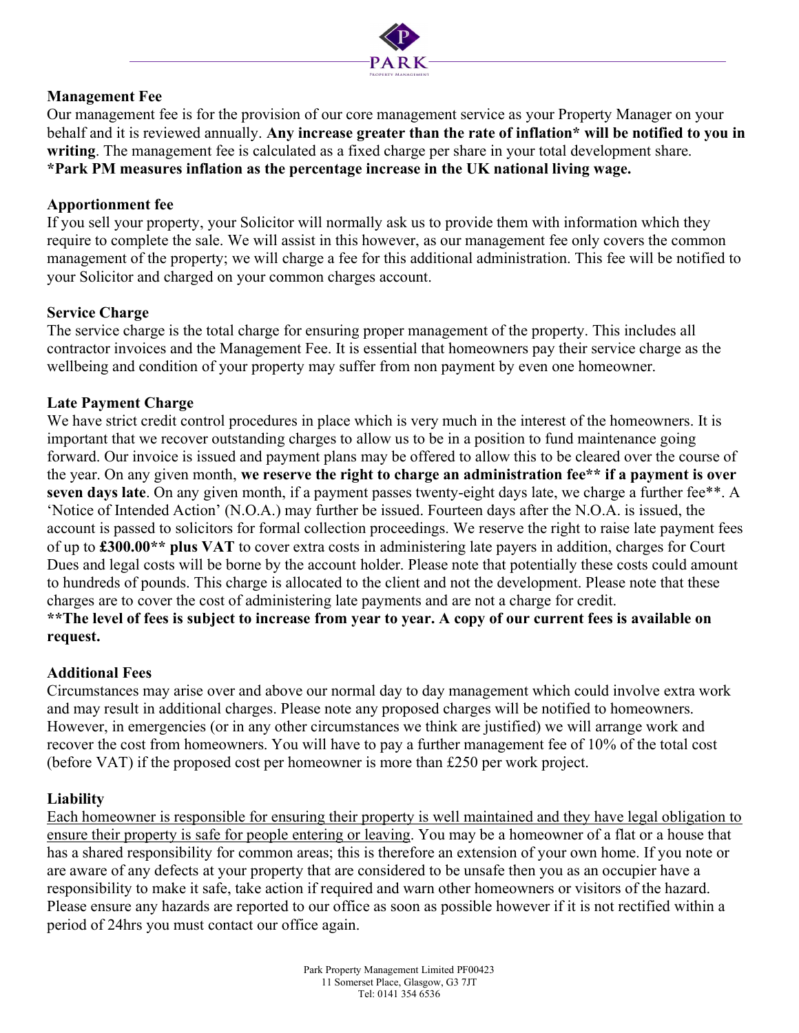## Management Fee

Our management fee is for the provision of our core management service as your Property Manager on your behalf and it is reviewed annually. **Any increase greater than the rate of inflation* will be notified to you in writing**. The management fee is calculated as a fixed charge per share in your total development share.
***Park PM measures inflation as the percentage increase in the UK national living wage.**

## Apportionment fee

If you sell your property, your Solicitor will normally ask us to provide them with information which they require to complete the sale. We will assist in this however, as our management fee only covers the common management of the property; we will charge a fee for this additional administration. This fee will be notified to your Solicitor and charged on your common charges account.

## Service Charge

The service charge is the total charge for ensuring proper management of the property. This includes all contractor invoices and the Management Fee. It is essential that homeowners pay their service charge as the wellbeing and condition of your property may suffer from non payment by even one homeowner.

## Late Payment Charge

We have strict credit control procedures in place which is very much in the interest of the homeowners. It is important that we recover outstanding charges to allow us to be in a position to fund maintenance going forward. Our invoice is issued and payment plans may be offered to allow this to be cleared over the course of the year. On any given month, **we reserve the right to charge an administration fee** if a payment is over seven days late**. On any given month, if a payment passes twenty-eight days late, we charge a further fee**. A 'Notice of Intended Action' (N.O.A.) may further be issued. Fourteen days after the N.O.A. is issued, the account is passed to solicitors for formal collection proceedings. We reserve the right to raise late payment fees of up to **£300.00** plus VAT** to cover extra costs in administering late payers in addition, charges for Court Dues and legal costs will be borne by the account holder. Please note that potentially these costs could amount to hundreds of pounds. This charge is allocated to the client and not the development. Please note that these charges are to cover the cost of administering late payments and are not a charge for credit.
****The level of fees is subject to increase from year to year. A copy of our current fees is available on request.**

## Additional Fees

Circumstances may arise over and above our normal day to day management which could involve extra work and may result in additional charges. Please note any proposed charges will be notified to homeowners. However, in emergencies (or in any other circumstances we think are justified) we will arrange work and recover the cost from homeowners. You will have to pay a further management fee of 10% of the total cost (before VAT) if the proposed cost per homeowner is more than £250 per work project.

## Liability

Each homeowner is responsible for ensuring their property is well maintained and they have legal obligation to ensure their property is safe for people entering or leaving. You may be a homeowner of a flat or a house that has a shared responsibility for common areas; this is therefore an extension of your own home. If you note or are aware of any defects at your property that are considered to be unsafe then you as an occupier have a responsibility to make it safe, take action if required and warn other homeowners or visitors of the hazard. Please ensure any hazards are reported to our office as soon as possible however if it is not rectified within a period of 24hrs you must contact our office again.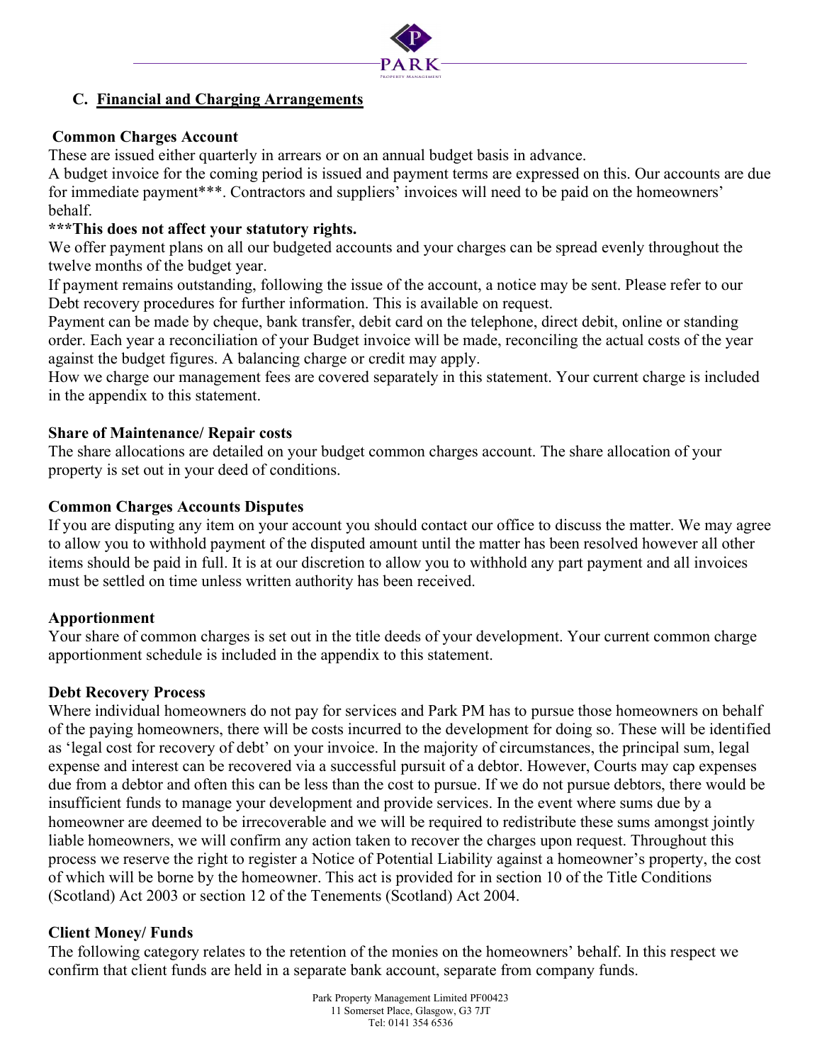## C. Financial and Charging Arrangements

**Common Charges Account**

These are issued either quarterly in arrears or on an annual budget basis in advance.

A budget invoice for the coming period is issued and payment terms are expressed on this. Our accounts are due for immediate payment***. Contractors and suppliers' invoices will need to be paid on the homeowners' behalf.

*****This does not affect your statutory rights.**

We offer payment plans on all our budgeted accounts and your charges can be spread evenly throughout the twelve months of the budget year.

If payment remains outstanding, following the issue of the account, a notice may be sent. Please refer to our Debt recovery procedures for further information. This is available on request.

Payment can be made by cheque, bank transfer, debit card on the telephone, direct debit, online or standing order. Each year a reconciliation of your Budget invoice will be made, reconciling the actual costs of the year against the budget figures. A balancing charge or credit may apply.

How we charge our management fees are covered separately in this statement. Your current charge is included in the appendix to this statement.

**Share of Maintenance/ Repair costs**

The share allocations are detailed on your budget common charges account. The share allocation of your property is set out in your deed of conditions.

**Common Charges Accounts Disputes**

If you are disputing any item on your account you should contact our office to discuss the matter. We may agree to allow you to withhold payment of the disputed amount until the matter has been resolved however all other items should be paid in full. It is at our discretion to allow you to withhold any part payment and all invoices must be settled on time unless written authority has been received.

**Apportionment**

Your share of common charges is set out in the title deeds of your development. Your current common charge apportionment schedule is included in the appendix to this statement.

**Debt Recovery Process**

Where individual homeowners do not pay for services and Park PM has to pursue those homeowners on behalf of the paying homeowners, there will be costs incurred to the development for doing so. These will be identified as 'legal cost for recovery of debt' on your invoice. In the majority of circumstances, the principal sum, legal expense and interest can be recovered via a successful pursuit of a debtor. However, Courts may cap expenses due from a debtor and often this can be less than the cost to pursue. If we do not pursue debtors, there would be insufficient funds to manage your development and provide services. In the event where sums due by a homeowner are deemed to be irrecoverable and we will be required to redistribute these sums amongst jointly liable homeowners, we will confirm any action taken to recover the charges upon request. Throughout this process we reserve the right to register a Notice of Potential Liability against a homeowner's property, the cost of which will be borne by the homeowner. This act is provided for in section 10 of the Title Conditions (Scotland) Act 2003 or section 12 of the Tenements (Scotland) Act 2004.

**Client Money/ Funds**

The following category relates to the retention of the monies on the homeowners' behalf. In this respect we confirm that client funds are held in a separate bank account, separate from company funds.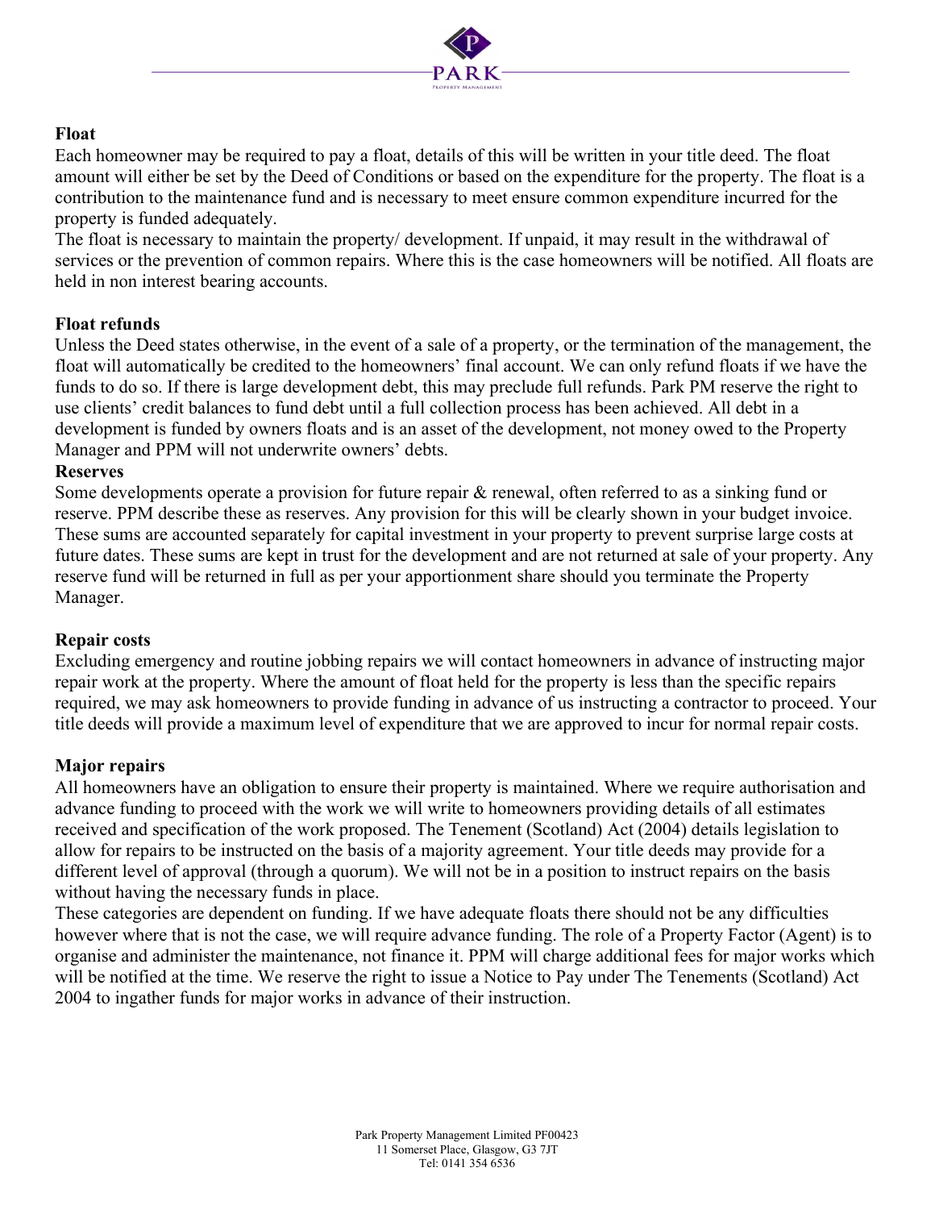**Float**

Each homeowner may be required to pay a float, details of this will be written in your title deed. The float amount will either be set by the Deed of Conditions or based on the expenditure for the property. The float is a contribution to the maintenance fund and is necessary to meet ensure common expenditure incurred for the property is funded adequately.

The float is necessary to maintain the property/ development. If unpaid, it may result in the withdrawal of services or the prevention of common repairs. Where this is the case homeowners will be notified. All floats are held in non interest bearing accounts.

**Float refunds**

Unless the Deed states otherwise, in the event of a sale of a property, or the termination of the management, the float will automatically be credited to the homeowners' final account. We can only refund floats if we have the funds to do so. If there is large development debt, this may preclude full refunds. Park PM reserve the right to use clients' credit balances to fund debt until a full collection process has been achieved. All debt in a development is funded by owners floats and is an asset of the development, not money owed to the Property Manager and PPM will not underwrite owners' debts.

**Reserves**

Some developments operate a provision for future repair & renewal, often referred to as a sinking fund or reserve. PPM describe these as reserves. Any provision for this will be clearly shown in your budget invoice. These sums are accounted separately for capital investment in your property to prevent surprise large costs at future dates. These sums are kept in trust for the development and are not returned at sale of your property. Any reserve fund will be returned in full as per your apportionment share should you terminate the Property Manager.

**Repair costs**

Excluding emergency and routine jobbing repairs we will contact homeowners in advance of instructing major repair work at the property. Where the amount of float held for the property is less than the specific repairs required, we may ask homeowners to provide funding in advance of us instructing a contractor to proceed. Your title deeds will provide a maximum level of expenditure that we are approved to incur for normal repair costs.

**Major repairs**

All homeowners have an obligation to ensure their property is maintained. Where we require authorisation and advance funding to proceed with the work we will write to homeowners providing details of all estimates received and specification of the work proposed. The Tenement (Scotland) Act (2004) details legislation to allow for repairs to be instructed on the basis of a majority agreement. Your title deeds may provide for a different level of approval (through a quorum). We will not be in a position to instruct repairs on the basis without having the necessary funds in place.

These categories are dependent on funding. If we have adequate floats there should not be any difficulties however where that is not the case, we will require advance funding. The role of a Property Factor (Agent) is to organise and administer the maintenance, not finance it. PPM will charge additional fees for major works which will be notified at the time. We reserve the right to issue a Notice to Pay under The Tenements (Scotland) Act 2004 to ingather funds for major works in advance of their instruction.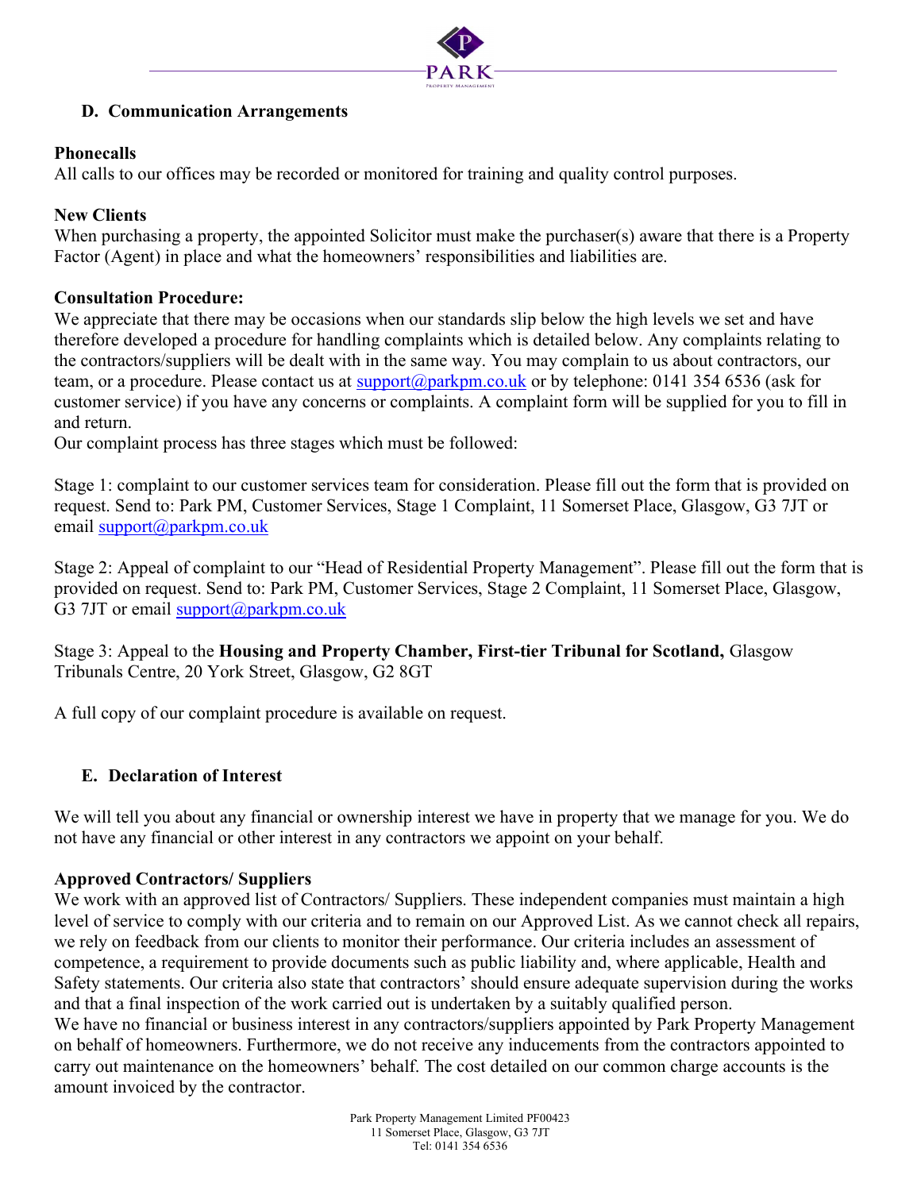## D. Communication Arrangements

**Phonecalls**
All calls to our offices may be recorded or monitored for training and quality control purposes.

**New Clients**
When purchasing a property, the appointed Solicitor must make the purchaser(s) aware that there is a Property Factor (Agent) in place and what the homeowners' responsibilities and liabilities are.

**Consultation Procedure:**
We appreciate that there may be occasions when our standards slip below the high levels we set and have therefore developed a procedure for handling complaints which is detailed below. Any complaints relating to the contractors/suppliers will be dealt with in the same way. You may complain to us about contractors, our team, or a procedure. Please contact us at support@parkpm.co.uk or by telephone: 0141 354 6536 (ask for customer service) if you have any concerns or complaints. A complaint form will be supplied for you to fill in and return.
Our complaint process has three stages which must be followed:

Stage 1: complaint to our customer services team for consideration. Please fill out the form that is provided on request. Send to: Park PM, Customer Services, Stage 1 Complaint, 11 Somerset Place, Glasgow, G3 7JT or email support@parkpm.co.uk

Stage 2: Appeal of complaint to our "Head of Residential Property Management". Please fill out the form that is provided on request. Send to: Park PM, Customer Services, Stage 2 Complaint, 11 Somerset Place, Glasgow, G3 7JT or email support@parkpm.co.uk

Stage 3: Appeal to the **Housing and Property Chamber, First-tier Tribunal for Scotland,** Glasgow Tribunals Centre, 20 York Street, Glasgow, G2 8GT

A full copy of our complaint procedure is available on request.

## E. Declaration of Interest

We will tell you about any financial or ownership interest we have in property that we manage for you. We do not have any financial or other interest in any contractors we appoint on your behalf.

**Approved Contractors/ Suppliers**
We work with an approved list of Contractors/ Suppliers. These independent companies must maintain a high level of service to comply with our criteria and to remain on our Approved List. As we cannot check all repairs, we rely on feedback from our clients to monitor their performance. Our criteria includes an assessment of competence, a requirement to provide documents such as public liability and, where applicable, Health and Safety statements. Our criteria also state that contractors' should ensure adequate supervision during the works and that a final inspection of the work carried out is undertaken by a suitably qualified person.
We have no financial or business interest in any contractors/suppliers appointed by Park Property Management on behalf of homeowners. Furthermore, we do not receive any inducements from the contractors appointed to carry out maintenance on the homeowners' behalf. The cost detailed on our common charge accounts is the amount invoiced by the contractor.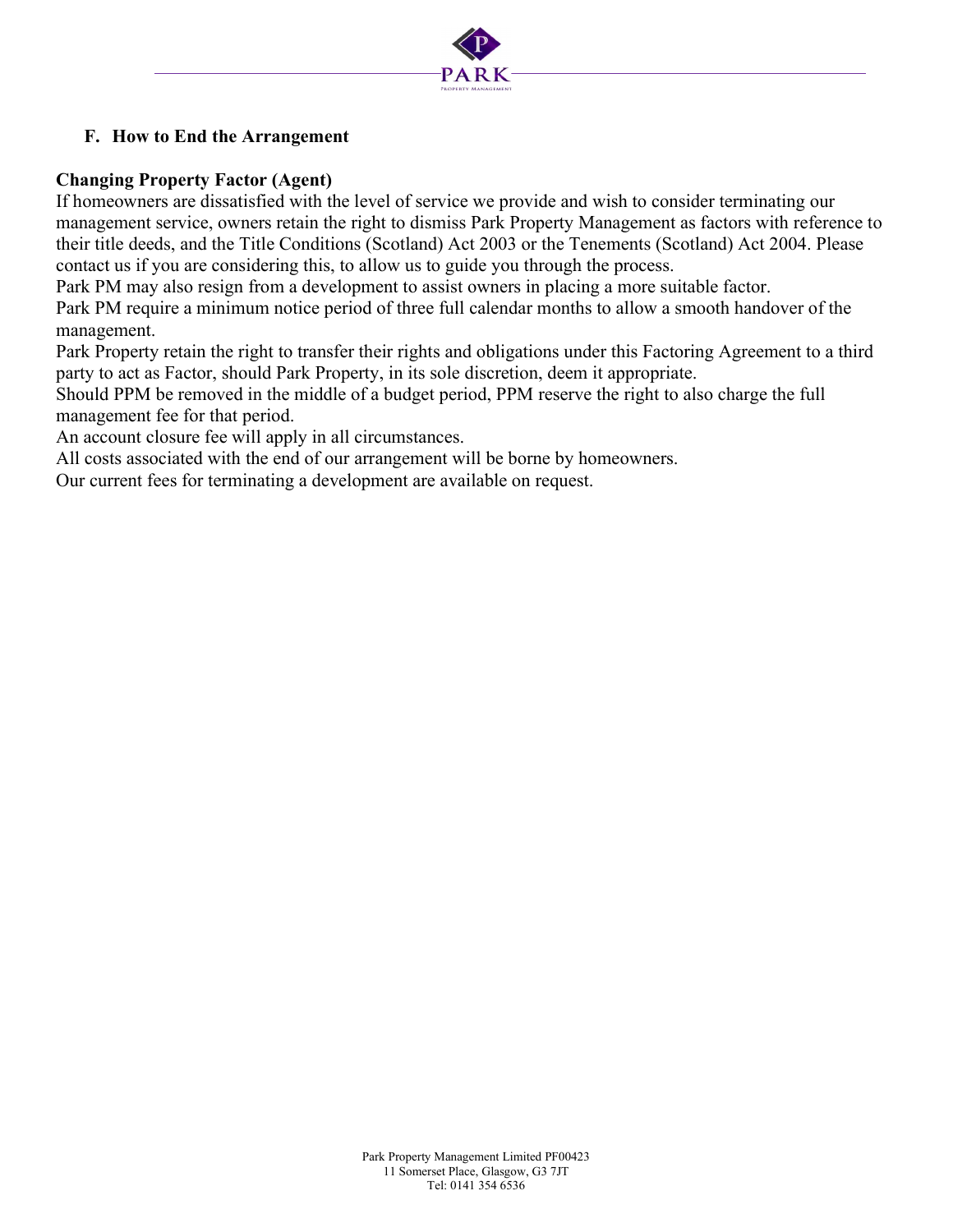## F. How to End the Arrangement

**Changing Property Factor (Agent)**

If homeowners are dissatisfied with the level of service we provide and wish to consider terminating our management service, owners retain the right to dismiss Park Property Management as factors with reference to their title deeds, and the Title Conditions (Scotland) Act 2003 or the Tenements (Scotland) Act 2004. Please contact us if you are considering this, to allow us to guide you through the process.

Park PM may also resign from a development to assist owners in placing a more suitable factor.

Park PM require a minimum notice period of three full calendar months to allow a smooth handover of the management.

Park Property retain the right to transfer their rights and obligations under this Factoring Agreement to a third party to act as Factor, should Park Property, in its sole discretion, deem it appropriate.

Should PPM be removed in the middle of a budget period, PPM reserve the right to also charge the full management fee for that period.

An account closure fee will apply in all circumstances.

All costs associated with the end of our arrangement will be borne by homeowners.

Our current fees for terminating a development are available on request.